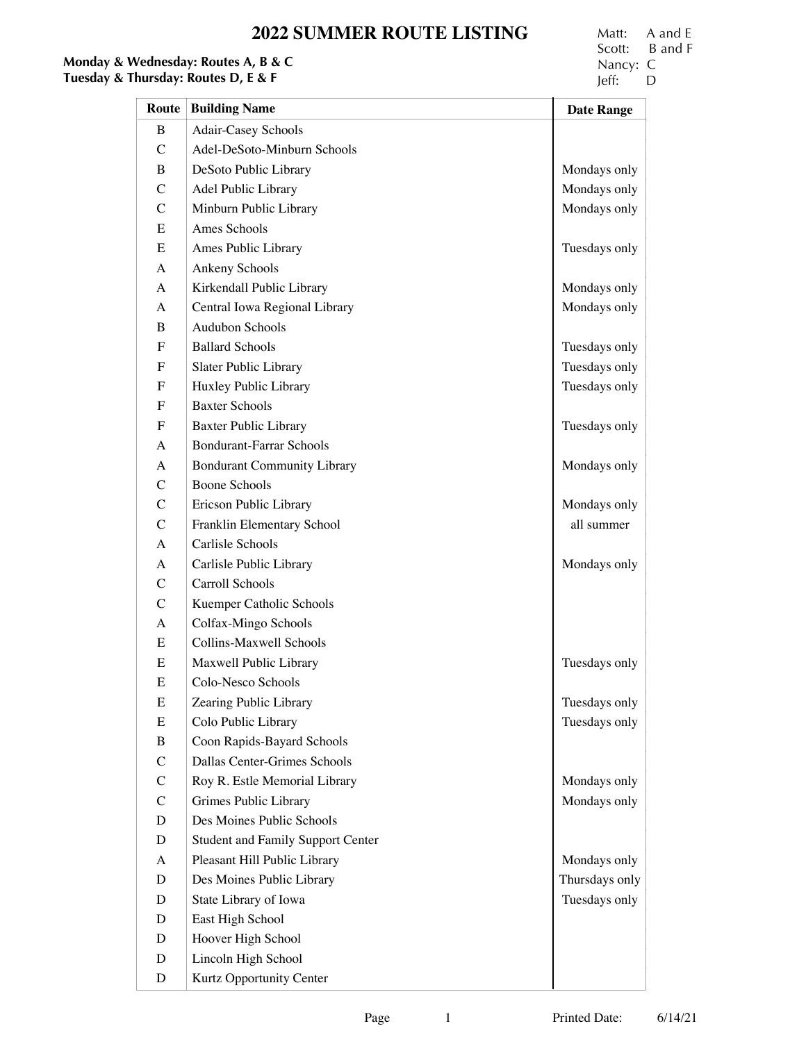# 2022 SUMMER ROUTE LISTING

**Monday & Wednesday: Routes A, B & C**
**Tuesday & Thursday: Routes D, E & F**

Matt: A and E
Scott: B and F
Nancy: C
Jeff: D

| Route | Building Name | Date Range |
|---|---|---|
| B | Adair-Casey Schools | |
| C | Adel-DeSoto-Minburn Schools | |
| B | DeSoto Public Library | Mondays only |
| C | Adel Public Library | Mondays only |
| C | Minburn Public Library | Mondays only |
| E | Ames Schools | |
| E | Ames Public Library | Tuesdays only |
| A | Ankeny Schools | |
| A | Kirkendall Public Library | Mondays only |
| A | Central Iowa Regional Library | Mondays only |
| B | Audubon Schools | |
| F | Ballard Schools | Tuesdays only |
| F | Slater Public Library | Tuesdays only |
| F | Huxley Public Library | Tuesdays only |
| F | Baxter Schools | |
| F | Baxter Public Library | Tuesdays only |
| A | Bondurant-Farrar Schools | |
| A | Bondurant Community Library | Mondays only |
| C | Boone Schools | |
| C | Ericson Public Library | Mondays only |
| C | Franklin Elementary School | all summer |
| A | Carlisle Schools | |
| A | Carlisle Public Library | Mondays only |
| C | Carroll Schools | |
| C | Kuemper Catholic Schools | |
| A | Colfax-Mingo Schools | |
| E | Collins-Maxwell Schools | |
| E | Maxwell Public Library | Tuesdays only |
| E | Colo-Nesco Schools | |
| E | Zearing Public Library | Tuesdays only |
| E | Colo Public Library | Tuesdays only |
| B | Coon Rapids-Bayard Schools | |
| C | Dallas Center-Grimes Schools | |
| C | Roy R. Estle Memorial Library | Mondays only |
| C | Grimes Public Library | Mondays only |
| D | Des Moines Public Schools | |
| D | Student and Family Support Center | |
| A | Pleasant Hill Public Library | Mondays only |
| D | Des Moines Public Library | Thursdays only |
| D | State Library of Iowa | Tuesdays only |
| D | East High School | |
| D | Hoover High School | |
| D | Lincoln High School | |
| D | Kurtz Opportunity Center | |

Printed Date: 6/14/21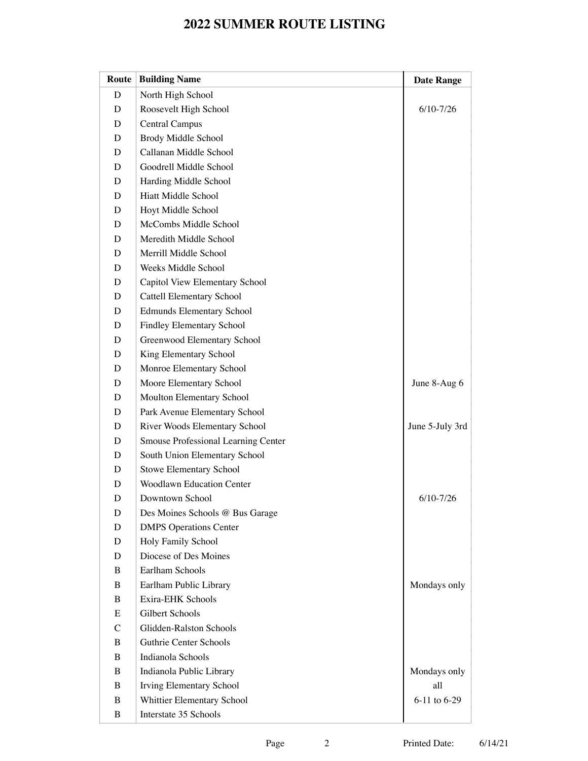# 2022 SUMMER ROUTE LISTING

| Route | Building Name | Date Range |
|---|---|---|
| D | North High School | |
| D | Roosevelt High School | 6/10-7/26 |
| D | Central Campus | |
| D | Brody Middle School | |
| D | Callanan Middle School | |
| D | Goodrell Middle School | |
| D | Harding Middle School | |
| D | Hiatt Middle School | |
| D | Hoyt Middle School | |
| D | McCombs Middle School | |
| D | Meredith Middle School | |
| D | Merrill Middle School | |
| D | Weeks Middle School | |
| D | Capitol View Elementary School | |
| D | Cattell Elementary School | |
| D | Edmunds Elementary School | |
| D | Findley Elementary School | |
| D | Greenwood Elementary School | |
| D | King Elementary School | |
| D | Monroe Elementary School | |
| D | Moore Elementary School | June 8-Aug 6 |
| D | Moulton Elementary School | |
| D | Park Avenue Elementary School | |
| D | River Woods Elementary School | June 5-July 3rd |
| D | Smouse Professional Learning Center | |
| D | South Union Elementary School | |
| D | Stowe Elementary School | |
| D | Woodlawn Education Center | |
| D | Downtown School | 6/10-7/26 |
| D | Des Moines Schools @ Bus Garage | |
| D | DMPS Operations Center | |
| D | Holy Family School | |
| D | Diocese of Des Moines | |
| B | Earlham Schools | |
| B | Earlham Public Library | Mondays only |
| B | Exira-EHK Schools | |
| E | Gilbert Schools | |
| C | Glidden-Ralston Schools | |
| B | Guthrie Center Schools | |
| B | Indianola Schools | |
| B | Indianola Public Library | Mondays only |
| B | Irving Elementary School | all |
| B | Whittier Elementary School | 6-11 to 6-29 |
| B | Interstate 35 Schools | |

Printed Date: 6/14/21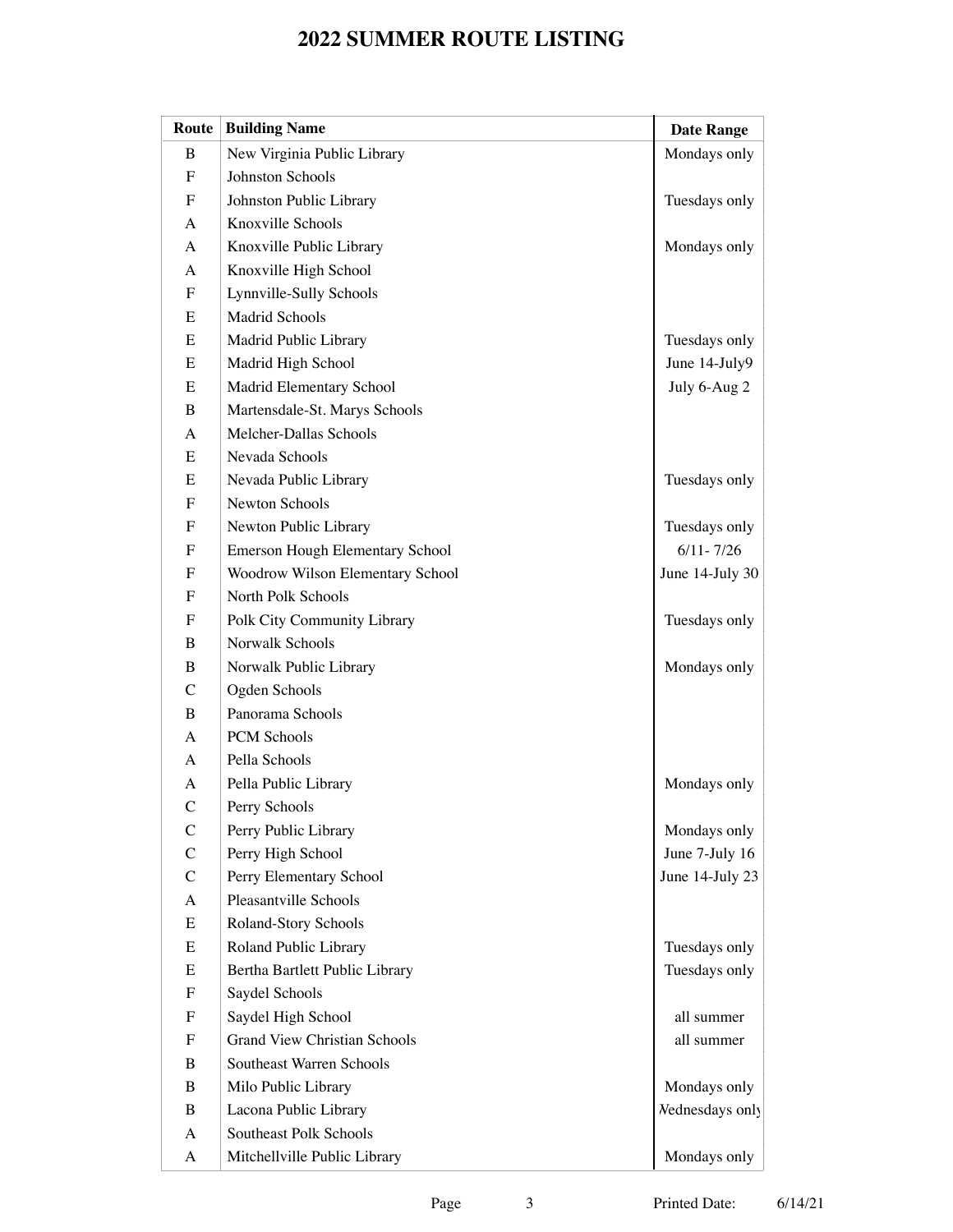# 2022 SUMMER ROUTE LISTING

| Route | Building Name | Date Range |
|---|---|---|
| B | New Virginia Public Library | Mondays only |
| F | Johnston Schools | |
| F | Johnston Public Library | Tuesdays only |
| A | Knoxville Schools | |
| A | Knoxville Public Library | Mondays only |
| A | Knoxville High School | |
| F | Lynnville-Sully Schools | |
| E | Madrid Schools | |
| E | Madrid Public Library | Tuesdays only |
| E | Madrid High School | June 14-July9 |
| E | Madrid Elementary School | July 6-Aug 2 |
| B | Martensdale-St. Marys Schools | |
| A | Melcher-Dallas Schools | |
| E | Nevada Schools | |
| E | Nevada Public Library | Tuesdays only |
| F | Newton Schools | |
| F | Newton Public Library | Tuesdays only |
| F | Emerson Hough Elementary School | 6/11- 7/26 |
| F | Woodrow Wilson Elementary School | June 14-July 30 |
| F | North Polk Schools | |
| F | Polk City Community Library | Tuesdays only |
| B | Norwalk Schools | |
| B | Norwalk Public Library | Mondays only |
| C | Ogden Schools | |
| B | Panorama Schools | |
| A | PCM Schools | |
| A | Pella Schools | |
| A | Pella Public Library | Mondays only |
| C | Perry Schools | |
| C | Perry Public Library | Mondays only |
| C | Perry High School | June 7-July 16 |
| C | Perry Elementary School | June 14-July 23 |
| A | Pleasantville Schools | |
| E | Roland-Story Schools | |
| E | Roland Public Library | Tuesdays only |
| E | Bertha Bartlett Public Library | Tuesdays only |
| F | Saydel Schools | |
| F | Saydel High School | all summer |
| F | Grand View Christian Schools | all summer |
| B | Southeast Warren Schools | |
| B | Milo Public Library | Mondays only |
| B | Lacona Public Library | Wednesdays only |
| A | Southeast Polk Schools | |
| A | Mitchellville Public Library | Mondays only |

Printed Date: 6/14/21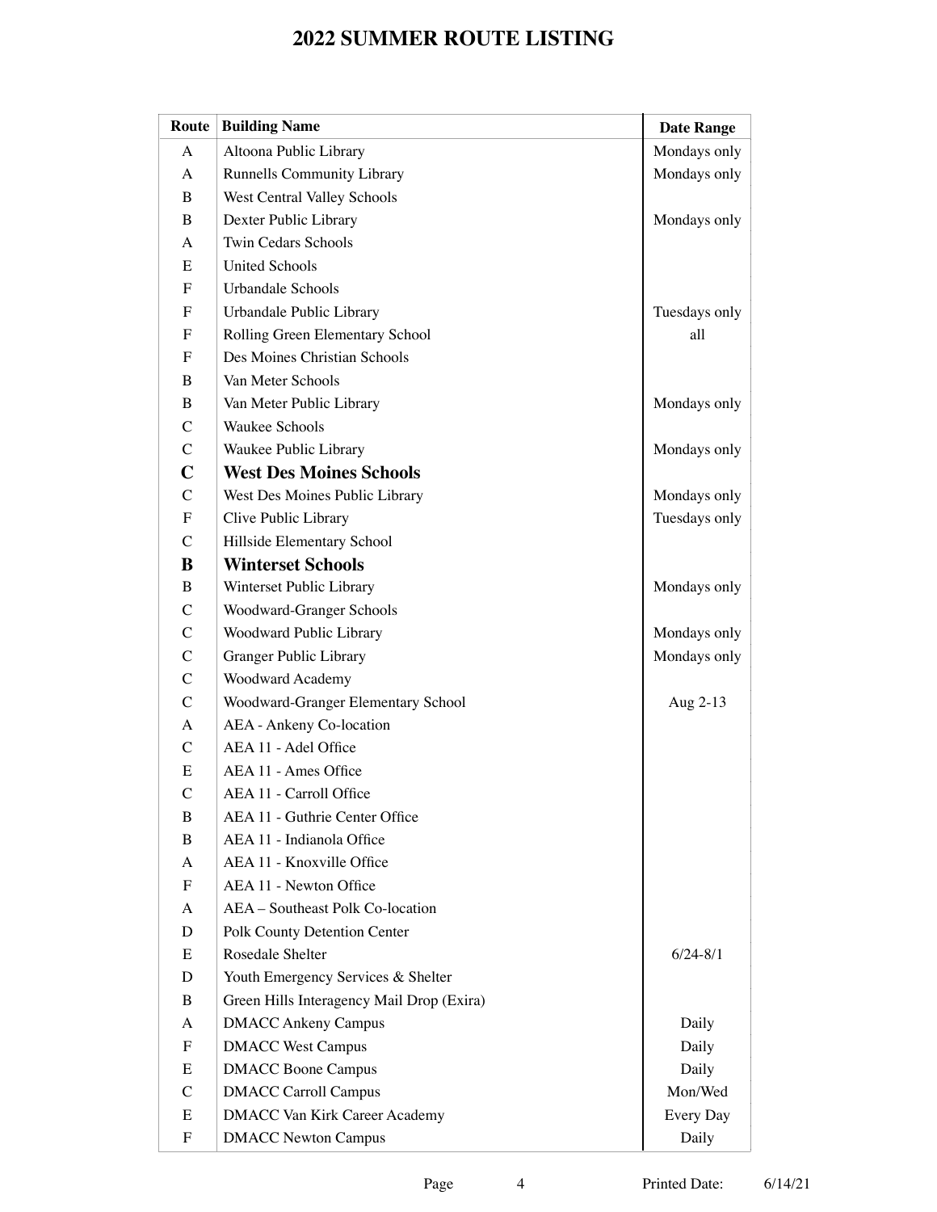# 2022 SUMMER ROUTE LISTING

| Route | Building Name | Date Range |
|---|---|---|
| A | Altoona Public Library | Mondays only |
| A | Runnells Community Library | Mondays only |
| B | West Central Valley Schools | |
| B | Dexter Public Library | Mondays only |
| A | Twin Cedars Schools | |
| E | United Schools | |
| F | Urbandale Schools | |
| F | Urbandale Public Library | Tuesdays only |
| F | Rolling Green Elementary School | all |
| F | Des Moines Christian Schools | |
| B | Van Meter Schools | |
| B | Van Meter Public Library | Mondays only |
| C | Waukee Schools | |
| C | Waukee Public Library | Mondays only |
| **C** | **West Des Moines Schools** | |
| C | West Des Moines Public Library | Mondays only |
| F | Clive Public Library | Tuesdays only |
| C | Hillside Elementary School | |
| **B** | **Winterset Schools** | |
| B | Winterset Public Library | Mondays only |
| C | Woodward-Granger Schools | |
| C | Woodward Public Library | Mondays only |
| C | Granger Public Library | Mondays only |
| C | Woodward Academy | |
| C | Woodward-Granger Elementary School | Aug 2-13 |
| A | AEA - Ankeny Co-location | |
| C | AEA 11 - Adel Office | |
| E | AEA 11 - Ames Office | |
| C | AEA 11 - Carroll Office | |
| B | AEA 11 - Guthrie Center Office | |
| B | AEA 11 - Indianola Office | |
| A | AEA 11 - Knoxville Office | |
| F | AEA 11 - Newton Office | |
| A | AEA – Southeast Polk Co-location | |
| D | Polk County Detention Center | |
| E | Rosedale Shelter | 6/24-8/1 |
| D | Youth Emergency Services & Shelter | |
| B | Green Hills Interagency Mail Drop (Exira) | |
| A | DMACC Ankeny Campus | Daily |
| F | DMACC West Campus | Daily |
| E | DMACC Boone Campus | Daily |
| C | DMACC Carroll Campus | Mon/Wed |
| E | DMACC Van Kirk Career Academy | Every Day |
| F | DMACC Newton Campus | Daily |

Printed Date: 6/14/21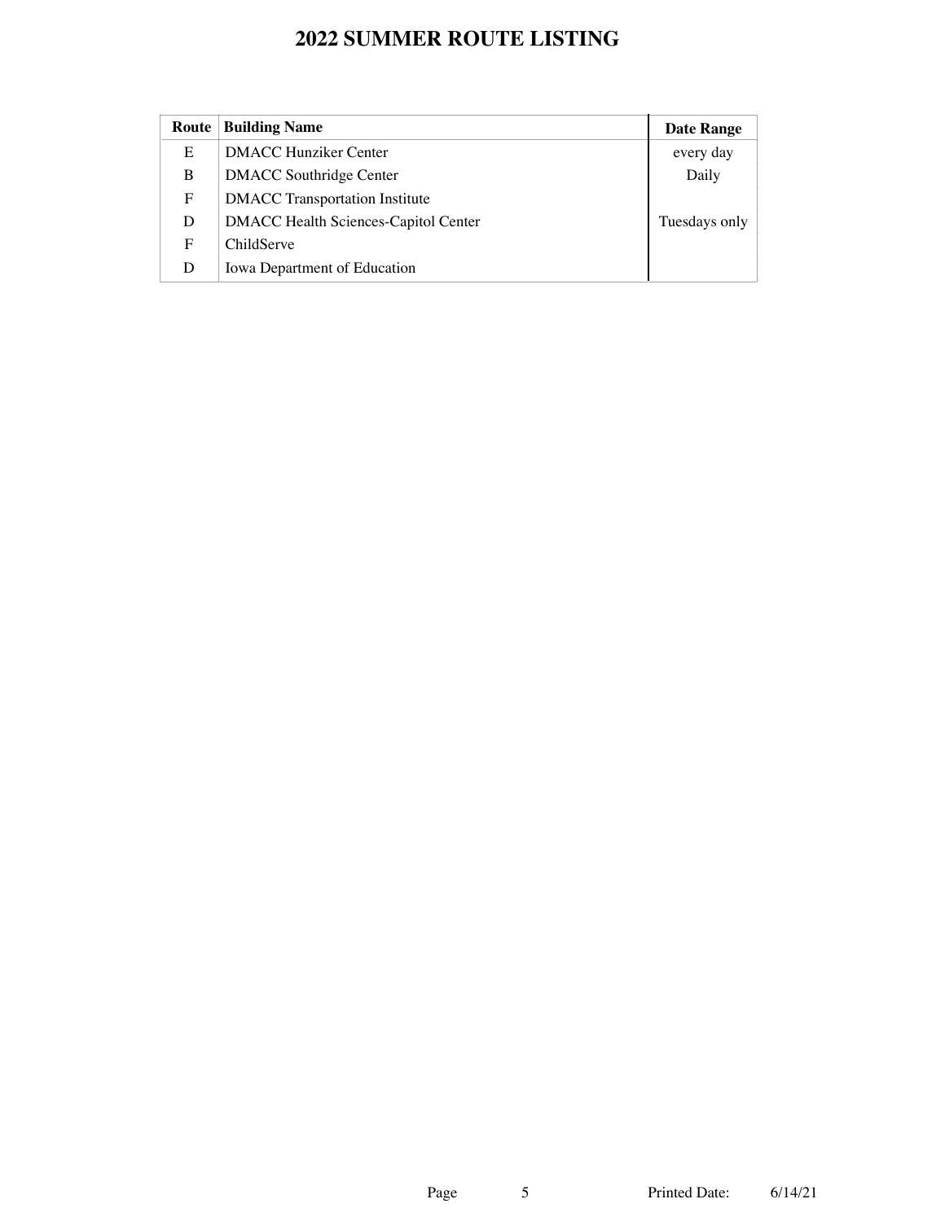# 2022 SUMMER ROUTE LISTING

| Route | Building Name | Date Range |
|---|---|---|
| E | DMACC Hunziker Center | every day |
| B | DMACC Southridge Center | Daily |
| F | DMACC Transportation Institute | |
| D | DMACC Health Sciences-Capitol Center | Tuesdays only |
| F | ChildServe | |
| D | Iowa Department of Education | |

Printed Date: 6/14/21